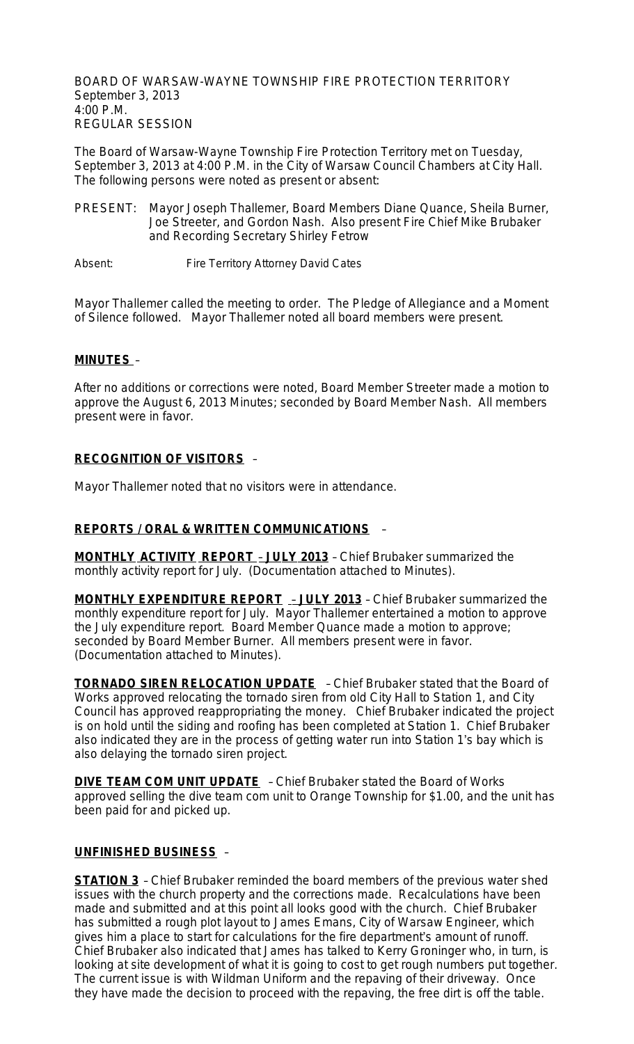BOARD OF WARSAW-WAYNE TOWNSHIP FIRE PROTECTION TERRITORY
September 3, 2013
4:00 P.M.
REGULAR SESSION

The Board of Warsaw-Wayne Township Fire Protection Territory met on Tuesday, September 3, 2013 at 4:00 P.M. in the City of Warsaw Council Chambers at City Hall. The following persons were noted as present or absent:

PRESENT: Mayor Joseph Thallemer, Board Members Diane Quance, Sheila Burner, Joe Streeter, and Gordon Nash. Also present Fire Chief Mike Brubaker and Recording Secretary Shirley Fetrow

Absent: Fire Territory Attorney David Cates

Mayor Thallemer called the meeting to order. The Pledge of Allegiance and a Moment of Silence followed. Mayor Thallemer noted all board members were present.

**MINUTES** –

After no additions or corrections were noted, Board Member Streeter made a motion to approve the August 6, 2013 Minutes; seconded by Board Member Nash. All members present were in favor.

**RECOGNITION OF VISITORS** –

Mayor Thallemer noted that no visitors were in attendance.

**REPORTS / ORAL & WRITTEN COMMUNICATIONS** –

**MONTHLY ACTIVITY REPORT – JULY 2013** – Chief Brubaker summarized the monthly activity report for July. (Documentation attached to Minutes).

**MONTHLY EXPENDITURE REPORT – JULY 2013** – Chief Brubaker summarized the monthly expenditure report for July. Mayor Thallemer entertained a motion to approve the July expenditure report. Board Member Quance made a motion to approve; seconded by Board Member Burner. All members present were in favor. (Documentation attached to Minutes).

**TORNADO SIREN RELOCATION UPDATE** – Chief Brubaker stated that the Board of Works approved relocating the tornado siren from old City Hall to Station 1, and City Council has approved reappropriating the money. Chief Brubaker indicated the project is on hold until the siding and roofing has been completed at Station 1. Chief Brubaker also indicated they are in the process of getting water run into Station 1's bay which is also delaying the tornado siren project.

**DIVE TEAM COM UNIT UPDATE** – Chief Brubaker stated the Board of Works approved selling the dive team com unit to Orange Township for $1.00, and the unit has been paid for and picked up.

**UNFINISHED BUSINESS** –

**STATION 3** – Chief Brubaker reminded the board members of the previous water shed issues with the church property and the corrections made. Recalculations have been made and submitted and at this point all looks good with the church. Chief Brubaker has submitted a rough plot layout to James Emans, City of Warsaw Engineer, which gives him a place to start for calculations for the fire department's amount of runoff. Chief Brubaker also indicated that James has talked to Kerry Groninger who, in turn, is looking at site development of what it is going to cost to get rough numbers put together. The current issue is with Wildman Uniform and the repaving of their driveway. Once they have made the decision to proceed with the repaving, the free dirt is off the table.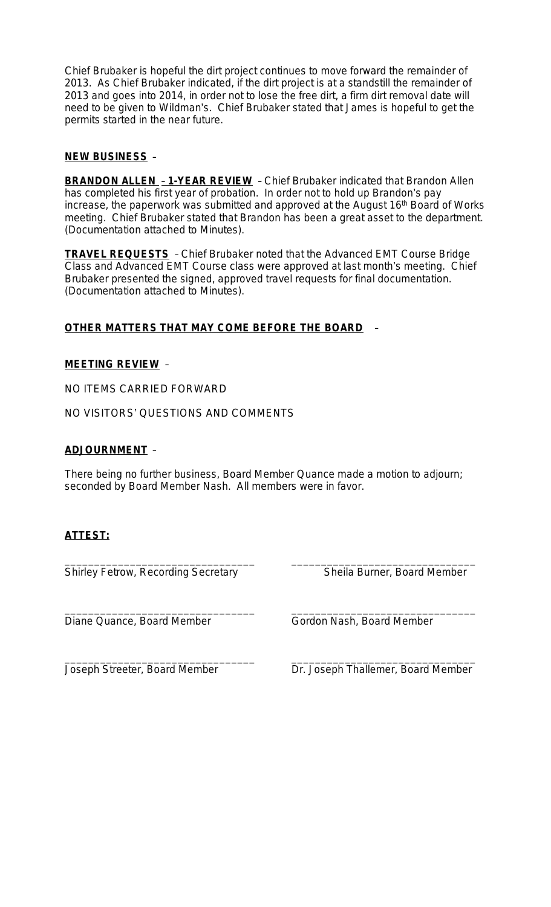Chief Brubaker is hopeful the dirt project continues to move forward the remainder of 2013. As Chief Brubaker indicated, if the dirt project is at a standstill the remainder of 2013 and goes into 2014, in order not to lose the free dirt, a firm dirt removal date will need to be given to Wildman's. Chief Brubaker stated that James is hopeful to get the permits started in the near future.

**NEW BUSINESS** –

**BRANDON ALLEN – 1-YEAR REVIEW** – Chief Brubaker indicated that Brandon Allen has completed his first year of probation. In order not to hold up Brandon's pay increase, the paperwork was submitted and approved at the August 16th Board of Works meeting. Chief Brubaker stated that Brandon has been a great asset to the department. (Documentation attached to Minutes).

**TRAVEL REQUESTS** – Chief Brubaker noted that the Advanced EMT Course Bridge Class and Advanced EMT Course class were approved at last month's meeting. Chief Brubaker presented the signed, approved travel requests for final documentation. (Documentation attached to Minutes).

**OTHER MATTERS THAT MAY COME BEFORE THE BOARD** –

**MEETING REVIEW** –

NO ITEMS CARRIED FORWARD

NO VISITORS' QUESTIONS AND COMMENTS

**ADJOURNMENT** –

There being no further business, Board Member Quance made a motion to adjourn; seconded by Board Member Nash. All members were in favor.

**ATTEST:**

| | |
|---|---|
| ______________________________ | ______________________________ |
| Shirley Fetrow, Recording Secretary | Sheila Burner, Board Member |
| ______________________________ | ______________________________ |
| Diane Quance, Board Member | Gordon Nash, Board Member |
| ______________________________ | ______________________________ |
| Joseph Streeter, Board Member | Dr. Joseph Thallemer, Board Member |